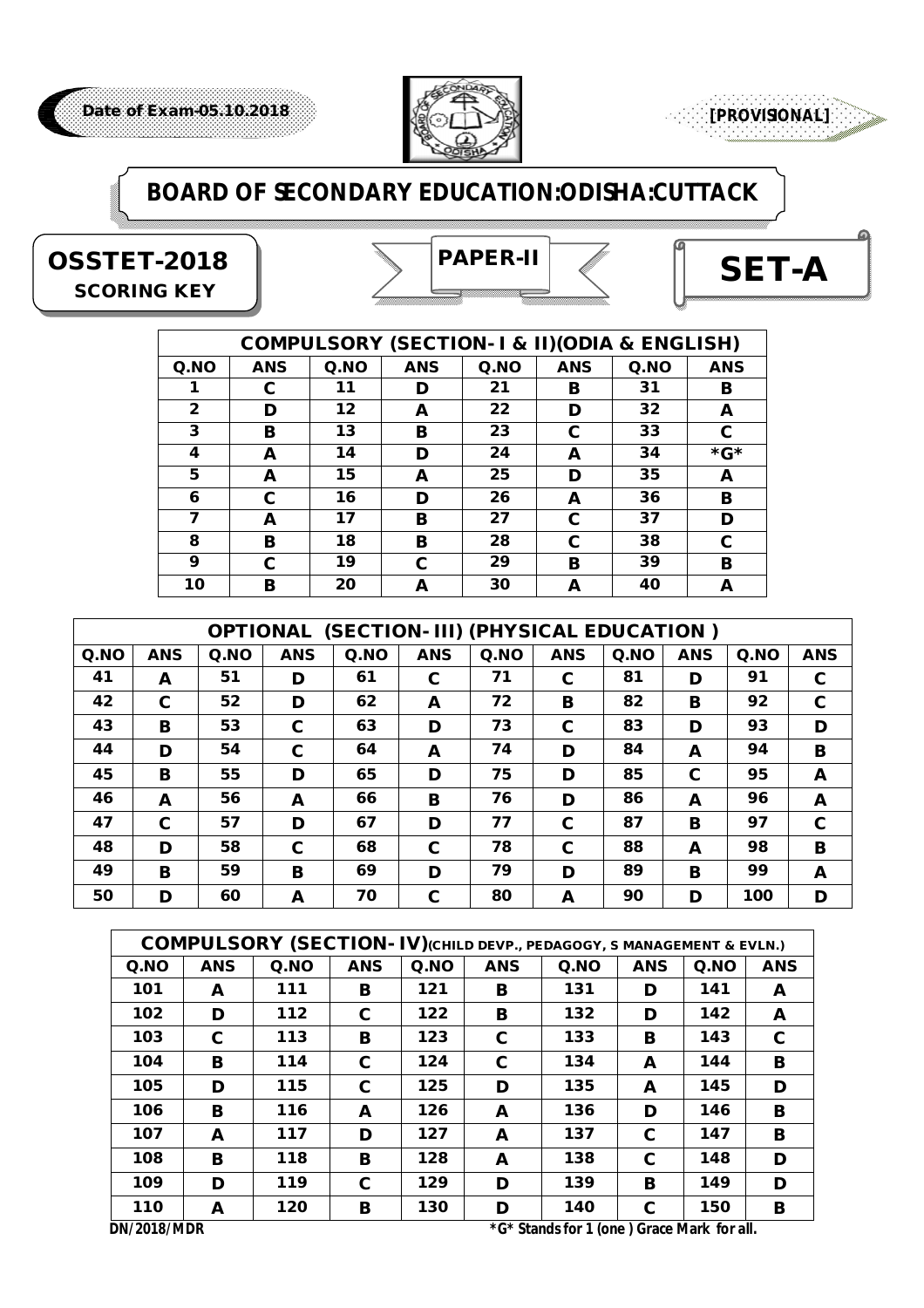Date of Exam-05.10.2018

[PROVISIONAL]

# BOARD OF SECONDARY EDUCATION:ODISHA:CUTTACK

## OSSTET-2018 SCORING KEY

## PAPER-II

## SET-A

| COMPULSORY (SECTION- I & II)(ODIA & ENGLISH) | | | | | | | |
|---|---|---|---|---|---|---|---|
| Q.NO | ANS | Q.NO | ANS | Q.NO | ANS | Q.NO | ANS |
| 1 | C | 11 | D | 21 | B | 31 | B |
| 2 | D | 12 | A | 22 | D | 32 | A |
| 3 | B | 13 | B | 23 | C | 33 | C |
| 4 | A | 14 | D | 24 | A | 34 | *G* |
| 5 | A | 15 | A | 25 | D | 35 | A |
| 6 | C | 16 | D | 26 | A | 36 | B |
| 7 | A | 17 | B | 27 | C | 37 | D |
| 8 | B | 18 | B | 28 | C | 38 | C |
| 9 | C | 19 | C | 29 | B | 39 | B |
| 10 | B | 20 | A | 30 | A | 40 | A |

| OPTIONAL (SECTION- III) (PHYSICAL EDUCATION ) | | | | | | | | | | | |
|---|---|---|---|---|---|---|---|---|---|---|---|
| Q.NO | ANS | Q.NO | ANS | Q.NO | ANS | Q.NO | ANS | Q.NO | ANS | Q.NO | ANS |
| 41 | A | 51 | D | 61 | C | 71 | C | 81 | D | 91 | C |
| 42 | C | 52 | D | 62 | A | 72 | B | 82 | B | 92 | C |
| 43 | B | 53 | C | 63 | D | 73 | C | 83 | D | 93 | D |
| 44 | D | 54 | C | 64 | A | 74 | D | 84 | A | 94 | B |
| 45 | B | 55 | D | 65 | D | 75 | D | 85 | C | 95 | A |
| 46 | A | 56 | A | 66 | B | 76 | D | 86 | A | 96 | A |
| 47 | C | 57 | D | 67 | D | 77 | C | 87 | B | 97 | C |
| 48 | D | 58 | C | 68 | C | 78 | C | 88 | A | 98 | B |
| 49 | B | 59 | B | 69 | D | 79 | D | 89 | B | 99 | A |
| 50 | D | 60 | A | 70 | C | 80 | A | 90 | D | 100 | D |

| COMPULSORY (SECTION- IV)(CHILD DEVP., PEDAGOGY, S MANAGEMENT & EVLN.) | | | | | | | | | |
|---|---|---|---|---|---|---|---|---|---|
| Q.NO | ANS | Q.NO | ANS | Q.NO | ANS | Q.NO | ANS | Q.NO | ANS |
| 101 | A | 111 | B | 121 | B | 131 | D | 141 | A |
| 102 | D | 112 | C | 122 | B | 132 | D | 142 | A |
| 103 | C | 113 | B | 123 | C | 133 | B | 143 | C |
| 104 | B | 114 | C | 124 | C | 134 | A | 144 | B |
| 105 | D | 115 | C | 125 | D | 135 | A | 145 | D |
| 106 | B | 116 | A | 126 | A | 136 | D | 146 | B |
| 107 | A | 117 | D | 127 | A | 137 | C | 147 | B |
| 108 | B | 118 | B | 128 | A | 138 | C | 148 | D |
| 109 | D | 119 | C | 129 | D | 139 | B | 149 | D |
| 110 | A | 120 | B | 130 | D | 140 | C | 150 | B |

DN/2018/MDR

*G* Stands for 1 (one ) Grace Mark for all.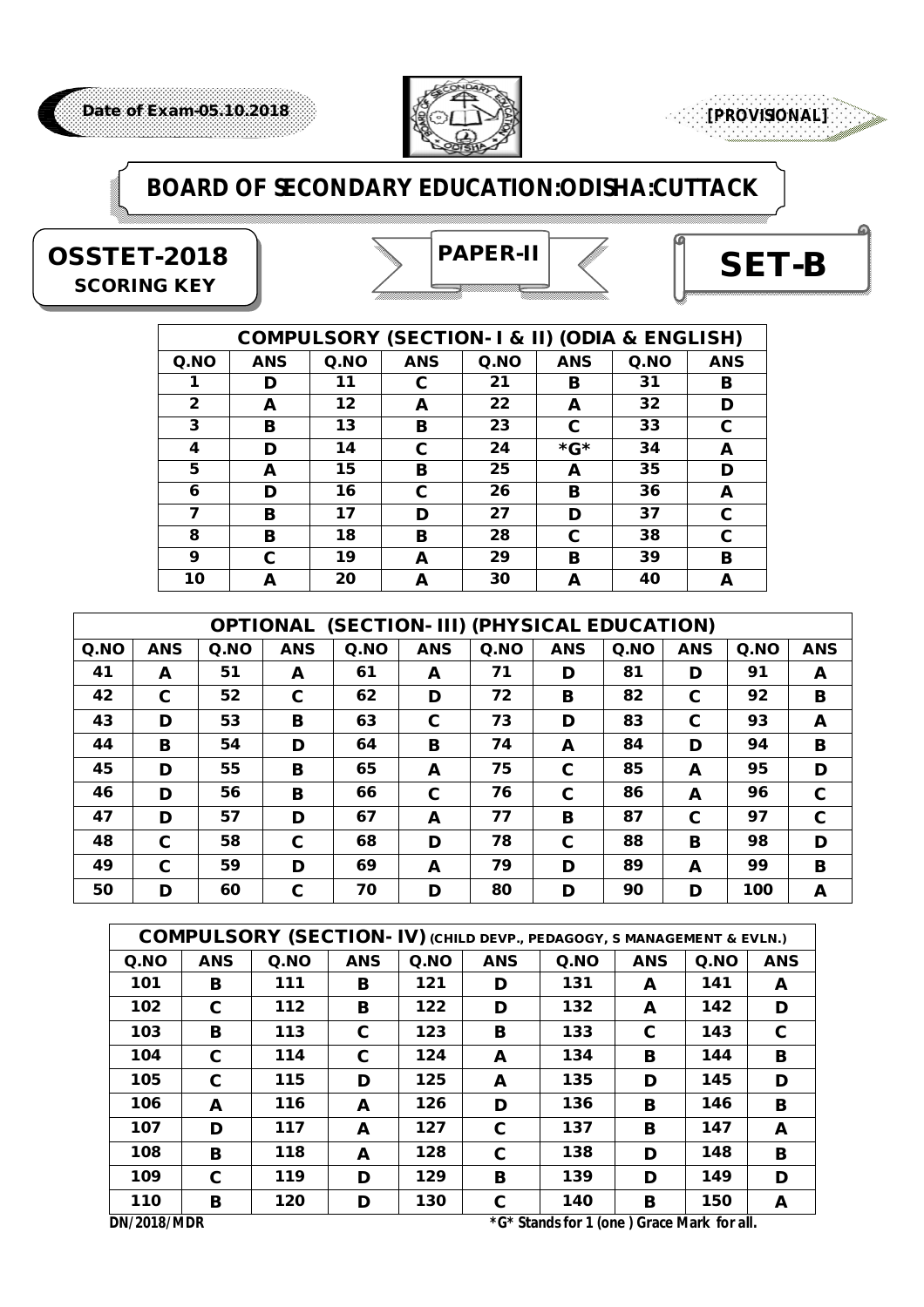Date of Exam-05.10.2018

[PROVISIONAL]

# BOARD OF SECONDARY EDUCATION:ODISHA:CUTTACK

## OSSTET-2018 SCORING KEY

## PAPER-II

## SET-B

| COMPULSORY (SECTION- I & II) (ODIA & ENGLISH) | | | | | | | |
|---|---|---|---|---|---|---|---|
| Q.NO | ANS | Q.NO | ANS | Q.NO | ANS | Q.NO | ANS |
| 1 | D | 11 | C | 21 | B | 31 | B |
| 2 | A | 12 | A | 22 | A | 32 | D |
| 3 | B | 13 | B | 23 | C | 33 | C |
| 4 | D | 14 | C | 24 | *G* | 34 | A |
| 5 | A | 15 | B | 25 | A | 35 | D |
| 6 | D | 16 | C | 26 | B | 36 | A |
| 7 | B | 17 | D | 27 | D | 37 | C |
| 8 | B | 18 | B | 28 | C | 38 | C |
| 9 | C | 19 | A | 29 | B | 39 | B |
| 10 | A | 20 | A | 30 | A | 40 | A |

| OPTIONAL (SECTION- III) (PHYSICAL EDUCATION) | | | | | | | | | | | |
|---|---|---|---|---|---|---|---|---|---|---|---|
| Q.NO | ANS | Q.NO | ANS | Q.NO | ANS | Q.NO | ANS | Q.NO | ANS | Q.NO | ANS |
| 41 | A | 51 | A | 61 | A | 71 | D | 81 | D | 91 | A |
| 42 | C | 52 | C | 62 | D | 72 | B | 82 | C | 92 | B |
| 43 | D | 53 | B | 63 | C | 73 | D | 83 | C | 93 | A |
| 44 | B | 54 | D | 64 | B | 74 | A | 84 | D | 94 | B |
| 45 | D | 55 | B | 65 | A | 75 | C | 85 | A | 95 | D |
| 46 | D | 56 | B | 66 | C | 76 | C | 86 | A | 96 | C |
| 47 | D | 57 | D | 67 | A | 77 | B | 87 | C | 97 | C |
| 48 | C | 58 | C | 68 | D | 78 | C | 88 | B | 98 | D |
| 49 | C | 59 | D | 69 | A | 79 | D | 89 | A | 99 | B |
| 50 | D | 60 | C | 70 | D | 80 | D | 90 | D | 100 | A |

| COMPULSORY (SECTION- IV) (CHILD DEVP., PEDAGOGY, S MANAGEMENT & EVLN.) | | | | | | | | | |
|---|---|---|---|---|---|---|---|---|---|
| Q.NO | ANS | Q.NO | ANS | Q.NO | ANS | Q.NO | ANS | Q.NO | ANS |
| 101 | B | 111 | B | 121 | D | 131 | A | 141 | A |
| 102 | C | 112 | B | 122 | D | 132 | A | 142 | D |
| 103 | B | 113 | C | 123 | B | 133 | C | 143 | C |
| 104 | C | 114 | C | 124 | A | 134 | B | 144 | B |
| 105 | C | 115 | D | 125 | A | 135 | D | 145 | D |
| 106 | A | 116 | A | 126 | D | 136 | B | 146 | B |
| 107 | D | 117 | A | 127 | C | 137 | B | 147 | A |
| 108 | B | 118 | A | 128 | C | 138 | D | 148 | B |
| 109 | C | 119 | D | 129 | B | 139 | D | 149 | D |
| 110 | B | 120 | D | 130 | C | 140 | B | 150 | A |

DN/2018/MDR

*G* Stands for 1 (one ) Grace Mark for all.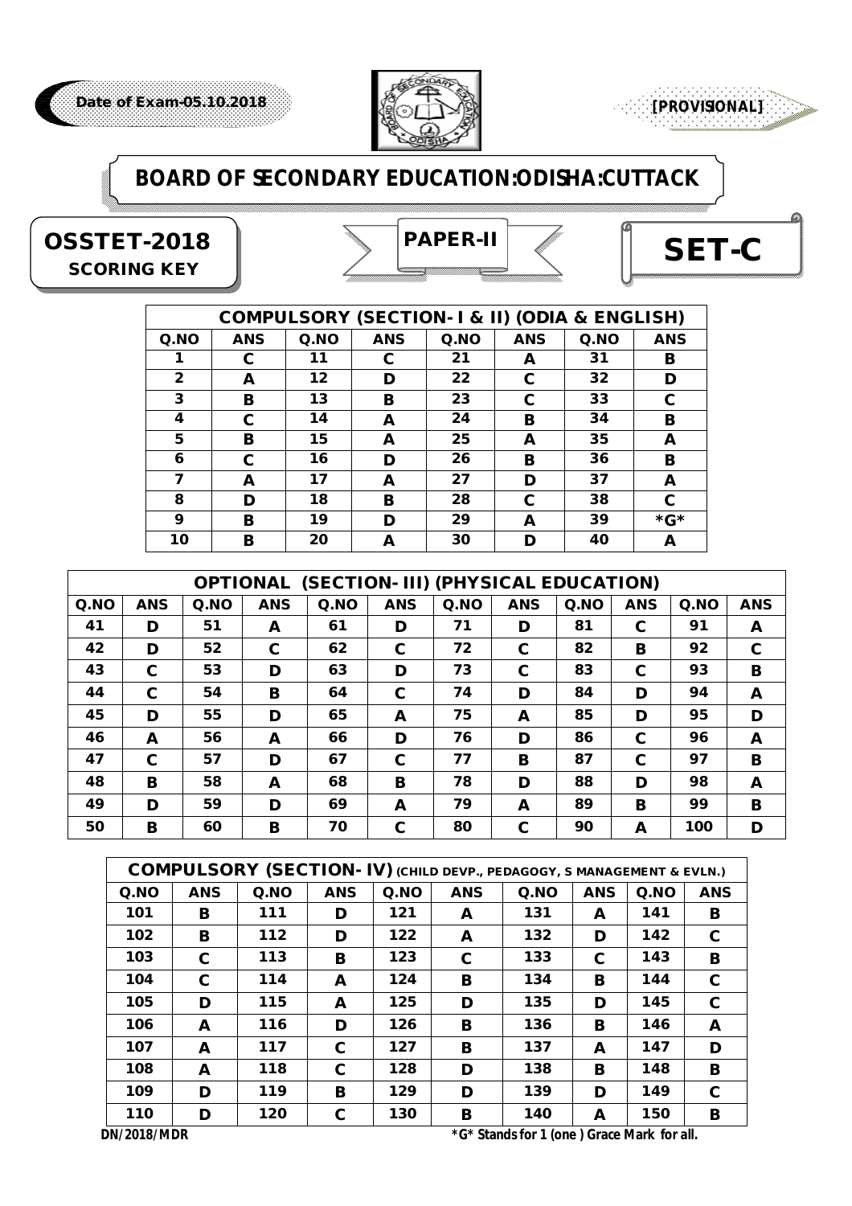Date of Exam-05.10.2018

[PROVISIONAL]

# BOARD OF SECONDARY EDUCATION:ODISHA:CUTTACK

## OSSTET-2018 SCORING KEY

## PAPER-II

## SET-C

| COMPULSORY (SECTION- I & II) (ODIA & ENGLISH) | | | | | | | |
|---|---|---|---|---|---|---|---|
| Q.NO | ANS | Q.NO | ANS | Q.NO | ANS | Q.NO | ANS |
| 1 | C | 11 | C | 21 | A | 31 | B |
| 2 | A | 12 | D | 22 | C | 32 | D |
| 3 | B | 13 | B | 23 | C | 33 | C |
| 4 | C | 14 | A | 24 | B | 34 | B |
| 5 | B | 15 | A | 25 | A | 35 | A |
| 6 | C | 16 | D | 26 | B | 36 | B |
| 7 | A | 17 | A | 27 | D | 37 | A |
| 8 | D | 18 | B | 28 | C | 38 | C |
| 9 | B | 19 | D | 29 | A | 39 | *G* |
| 10 | B | 20 | A | 30 | D | 40 | A |

| OPTIONAL (SECTION- III) (PHYSICAL EDUCATION) | | | | | | | | | | | |
|---|---|---|---|---|---|---|---|---|---|---|---|
| Q.NO | ANS | Q.NO | ANS | Q.NO | ANS | Q.NO | ANS | Q.NO | ANS | Q.NO | ANS |
| 41 | D | 51 | A | 61 | D | 71 | D | 81 | C | 91 | A |
| 42 | D | 52 | C | 62 | C | 72 | C | 82 | B | 92 | C |
| 43 | C | 53 | D | 63 | D | 73 | C | 83 | C | 93 | B |
| 44 | C | 54 | B | 64 | C | 74 | D | 84 | D | 94 | A |
| 45 | D | 55 | D | 65 | A | 75 | A | 85 | D | 95 | D |
| 46 | A | 56 | A | 66 | D | 76 | D | 86 | C | 96 | A |
| 47 | C | 57 | D | 67 | C | 77 | B | 87 | C | 97 | B |
| 48 | B | 58 | A | 68 | B | 78 | D | 88 | D | 98 | A |
| 49 | D | 59 | D | 69 | A | 79 | A | 89 | B | 99 | B |
| 50 | B | 60 | B | 70 | C | 80 | C | 90 | A | 100 | D |

| COMPULSORY (SECTION- IV) (CHILD DEVP., PEDAGOGY, S MANAGEMENT & EVLN.) | | | | | | | | | |
|---|---|---|---|---|---|---|---|---|---|
| Q.NO | ANS | Q.NO | ANS | Q.NO | ANS | Q.NO | ANS | Q.NO | ANS |
| 101 | B | 111 | D | 121 | A | 131 | A | 141 | B |
| 102 | B | 112 | D | 122 | A | 132 | D | 142 | C |
| 103 | C | 113 | B | 123 | C | 133 | C | 143 | B |
| 104 | C | 114 | A | 124 | B | 134 | B | 144 | C |
| 105 | D | 115 | A | 125 | D | 135 | D | 145 | C |
| 106 | A | 116 | D | 126 | B | 136 | B | 146 | A |
| 107 | A | 117 | C | 127 | B | 137 | A | 147 | D |
| 108 | A | 118 | C | 128 | D | 138 | B | 148 | B |
| 109 | D | 119 | B | 129 | D | 139 | D | 149 | C |
| 110 | D | 120 | C | 130 | B | 140 | A | 150 | B |

DN/2018/MDR

*G* Stands for 1 (one ) Grace Mark for all.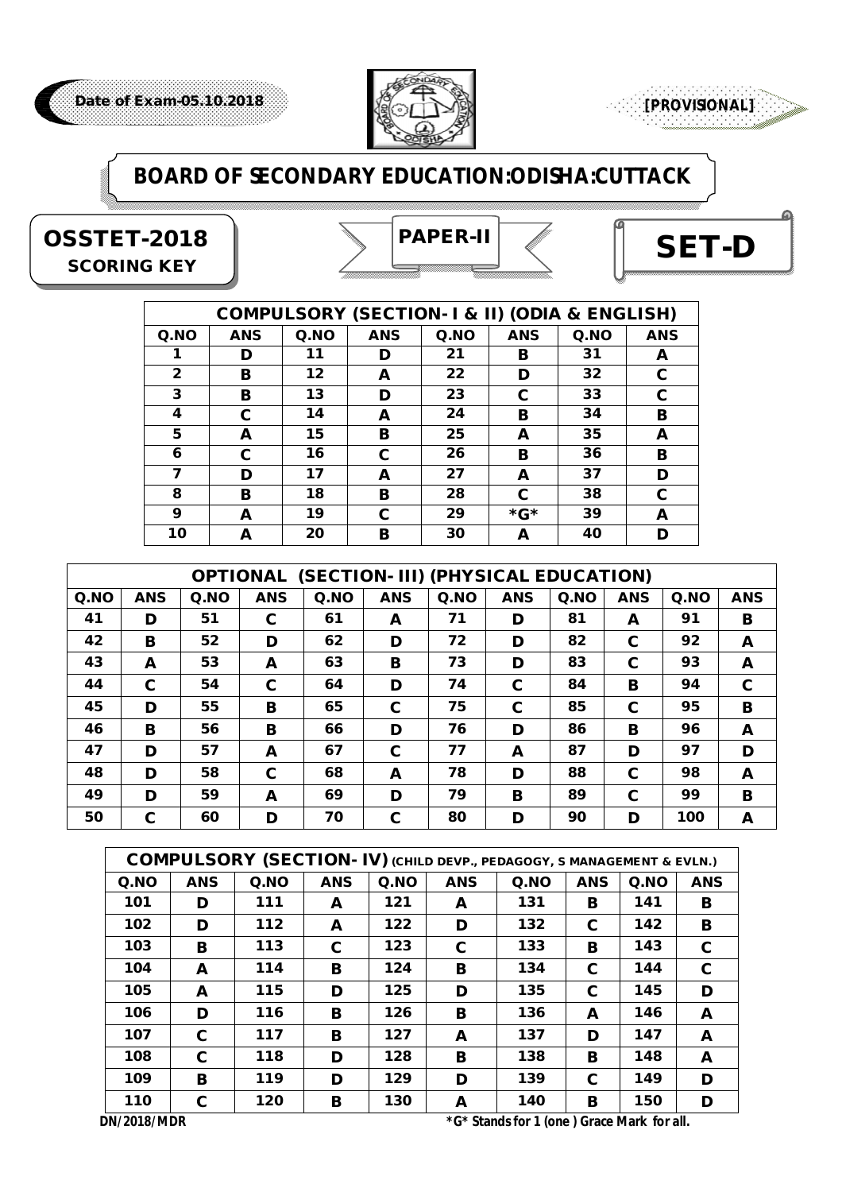Date of Exam-05.10.2018

[PROVISIONAL]

# BOARD OF SECONDARY EDUCATION:ODISHA:CUTTACK

## OSSTET-2018 SCORING KEY

## PAPER-II

## SET-D

| COMPULSORY (SECTION- I & II) (ODIA & ENGLISH) | | | | | | | |
|---|---|---|---|---|---|---|---|
| Q.NO | ANS | Q.NO | ANS | Q.NO | ANS | Q.NO | ANS |
| 1 | D | 11 | D | 21 | B | 31 | A |
| 2 | B | 12 | A | 22 | D | 32 | C |
| 3 | B | 13 | D | 23 | C | 33 | C |
| 4 | C | 14 | A | 24 | B | 34 | B |
| 5 | A | 15 | B | 25 | A | 35 | A |
| 6 | C | 16 | C | 26 | B | 36 | B |
| 7 | D | 17 | A | 27 | A | 37 | D |
| 8 | B | 18 | B | 28 | C | 38 | C |
| 9 | A | 19 | C | 29 | *G* | 39 | A |
| 10 | A | 20 | B | 30 | A | 40 | D |

| OPTIONAL (SECTION- III) (PHYSICAL EDUCATION) | | | | | | | | | | | |
|---|---|---|---|---|---|---|---|---|---|---|---|
| Q.NO | ANS | Q.NO | ANS | Q.NO | ANS | Q.NO | ANS | Q.NO | ANS | Q.NO | ANS |
| 41 | D | 51 | C | 61 | A | 71 | D | 81 | A | 91 | B |
| 42 | B | 52 | D | 62 | D | 72 | D | 82 | C | 92 | A |
| 43 | A | 53 | A | 63 | B | 73 | D | 83 | C | 93 | A |
| 44 | C | 54 | C | 64 | D | 74 | C | 84 | B | 94 | C |
| 45 | D | 55 | B | 65 | C | 75 | C | 85 | C | 95 | B |
| 46 | B | 56 | B | 66 | D | 76 | D | 86 | B | 96 | A |
| 47 | D | 57 | A | 67 | C | 77 | A | 87 | D | 97 | D |
| 48 | D | 58 | C | 68 | A | 78 | D | 88 | C | 98 | A |
| 49 | D | 59 | A | 69 | D | 79 | B | 89 | C | 99 | B |
| 50 | C | 60 | D | 70 | C | 80 | D | 90 | D | 100 | A |

| COMPULSORY (SECTION- IV) (CHILD DEVP., PEDAGOGY, S MANAGEMENT & EVLN.) | | | | | | | | | |
|---|---|---|---|---|---|---|---|---|---|
| Q.NO | ANS | Q.NO | ANS | Q.NO | ANS | Q.NO | ANS | Q.NO | ANS |
| 101 | D | 111 | A | 121 | A | 131 | B | 141 | B |
| 102 | D | 112 | A | 122 | D | 132 | C | 142 | B |
| 103 | B | 113 | C | 123 | C | 133 | B | 143 | C |
| 104 | A | 114 | B | 124 | B | 134 | C | 144 | C |
| 105 | A | 115 | D | 125 | D | 135 | C | 145 | D |
| 106 | D | 116 | B | 126 | B | 136 | A | 146 | A |
| 107 | C | 117 | B | 127 | A | 137 | D | 147 | A |
| 108 | C | 118 | D | 128 | B | 138 | B | 148 | A |
| 109 | B | 119 | D | 129 | D | 139 | C | 149 | D |
| 110 | C | 120 | B | 130 | A | 140 | B | 150 | D |

DN/2018/MDR

*G* Stands for 1 (one ) Grace Mark for all.